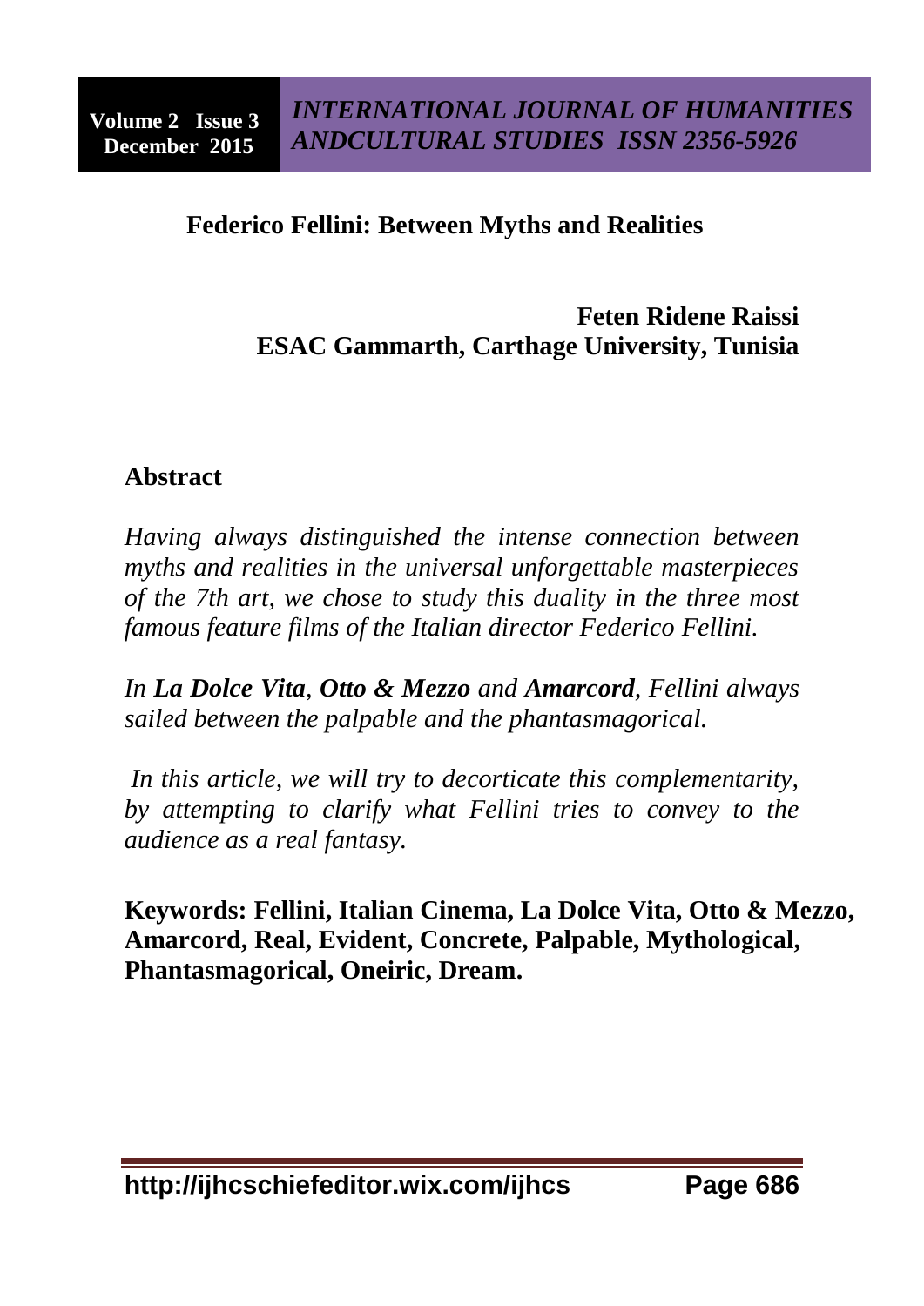# Federico Fellini: Between Myths and Realities

**Feten Ridene Raissi**
**ESAC Gammarth, Carthage University, Tunisia**

## Abstract

*Having always distinguished the intense connection between myths and realities in the universal unforgettable masterpieces of the 7th art, we chose to study this duality in the three most famous feature films of the Italian director Federico Fellini.*

*In **La Dolce Vita**, **Otto & Mezzo** and **Amarcord**, Fellini always sailed between the palpable and the phantasmagorical.*

*In this article, we will try to decorticate this complementarity, by attempting to clarify what Fellini tries to convey to the audience as a real fantasy.*

**Keywords: Fellini, Italian Cinema, La Dolce Vita, Otto & Mezzo, Amarcord, Real, Evident, Concrete, Palpable, Mythological, Phantasmagorical, Oneiric, Dream.**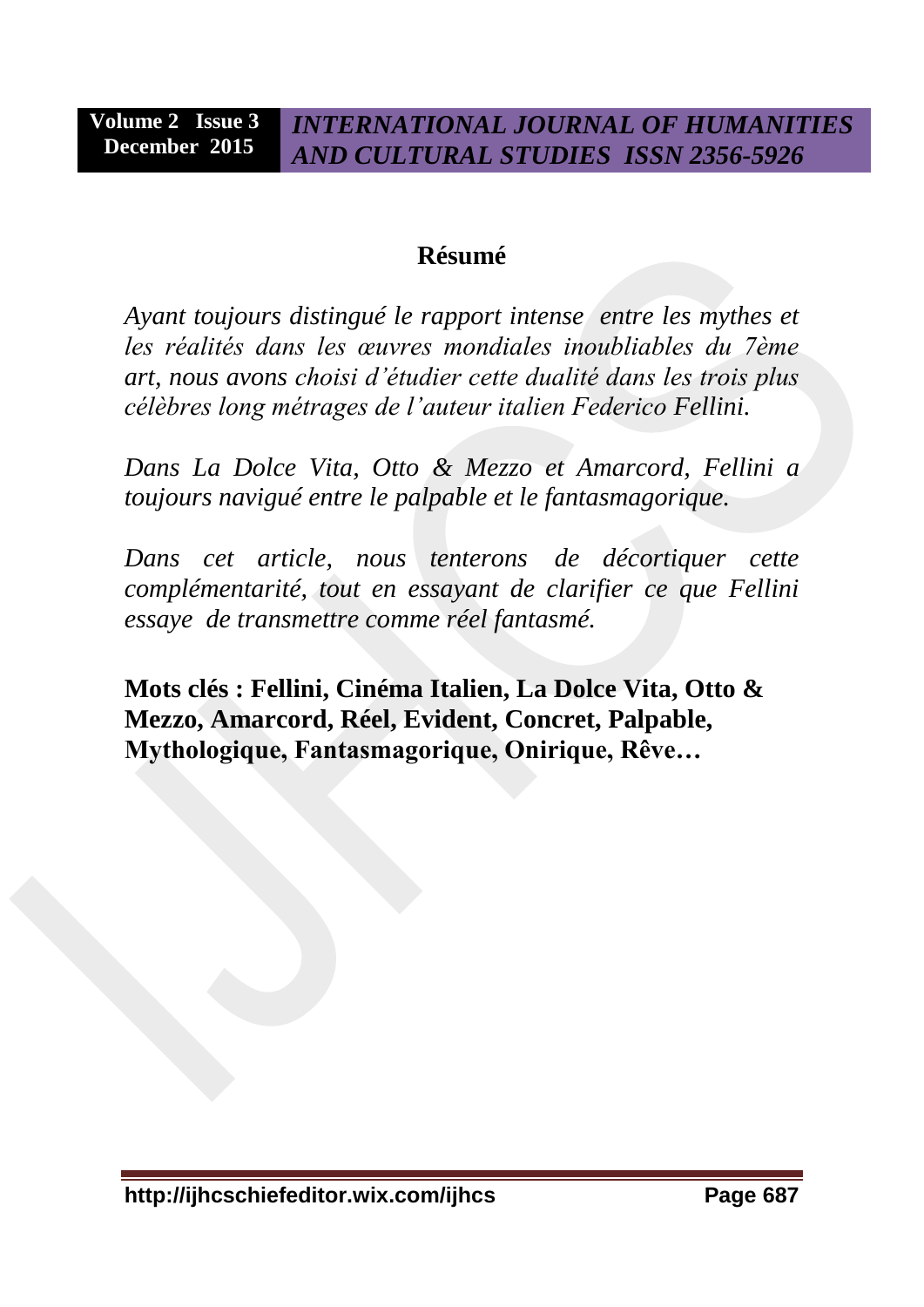## Résumé

*Ayant toujours distingué le rapport intense entre les mythes et les réalités dans les œuvres mondiales inoubliables du 7ème art, nous avons choisi d'étudier cette dualité dans les trois plus célèbres long métrages de l'auteur italien Federico Fellini.*

*Dans La Dolce Vita, Otto & Mezzo et Amarcord, Fellini a toujours navigué entre le palpable et le fantasmagorique.*

*Dans cet article, nous tenterons de décortiquer cette complémentarité, tout en essayant de clarifier ce que Fellini essaye de transmettre comme réel fantasmé.*

**Mots clés : Fellini, Cinéma Italien, La Dolce Vita, Otto & Mezzo, Amarcord, Réel, Evident, Concret, Palpable, Mythologique, Fantasmagorique, Onirique, Rêve…**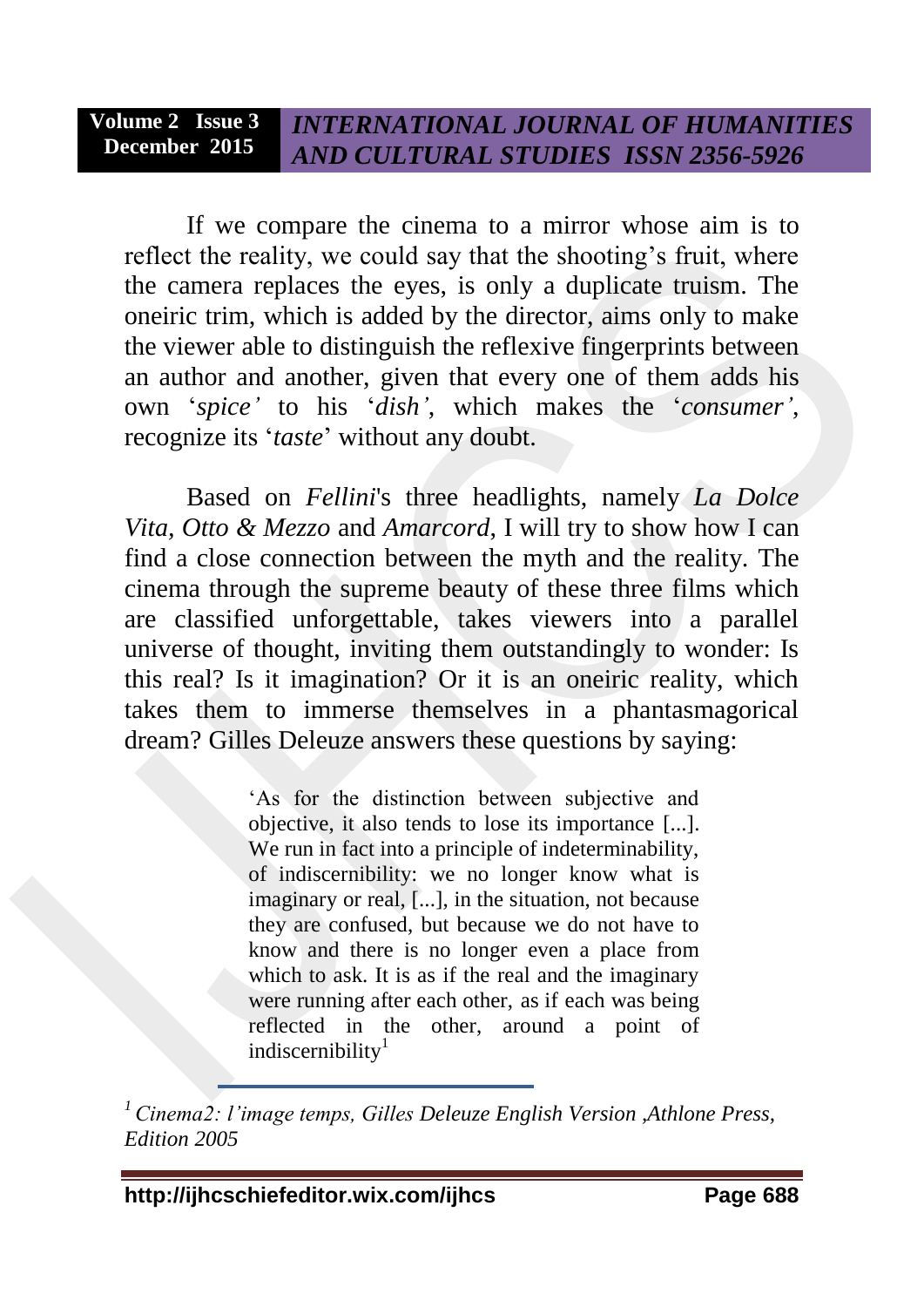If we compare the cinema to a mirror whose aim is to reflect the reality, we could say that the shooting's fruit, where the camera replaces the eyes, is only a duplicate truism. The oneiric trim, which is added by the director, aims only to make the viewer able to distinguish the reflexive fingerprints between an author and another, given that every one of them adds his own '*spice'* to his '*dish'*, which makes the '*consumer'*, recognize its '*taste*' without any doubt.

Based on *Fellini*'s three headlights, namely *La Dolce Vita*, *Otto & Mezzo* and *Amarcord*, I will try to show how I can find a close connection between the myth and the reality. The cinema through the supreme beauty of these three films which are classified unforgettable, takes viewers into a parallel universe of thought, inviting them outstandingly to wonder: Is this real? Is it imagination? Or it is an oneiric reality, which takes them to immerse themselves in a phantasmagorical dream? Gilles Deleuze answers these questions by saying:

> 'As for the distinction between subjective and objective, it also tends to lose its importance [...]. We run in fact into a principle of indeterminability, of indiscernibility: we no longer know what is imaginary or real, [...], in the situation, not because they are confused, but because we do not have to know and there is no longer even a place from which to ask. It is as if the real and the imaginary were running after each other, as if each was being reflected in the other, around a point of indiscernibility[1]

---

[1] *Cinema2: l'image temps, Gilles Deleuze English Version ,Athlone Press, Edition 2005*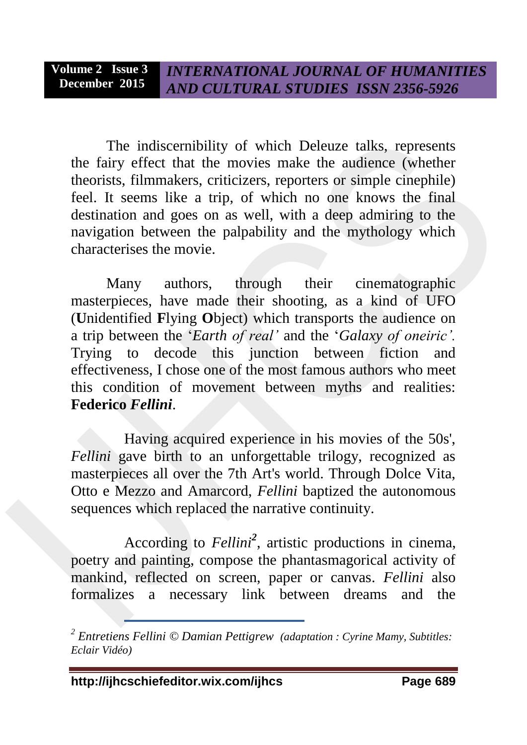The indiscernibility of which Deleuze talks, represents the fairy effect that the movies make the audience (whether theorists, filmmakers, criticizers, reporters or simple cinephile) feel. It seems like a trip, of which no one knows the final destination and goes on as well, with a deep admiring to the navigation between the palpability and the mythology which characterises the movie.

Many authors, through their cinematographic masterpieces, have made their shooting, as a kind of UFO (**U**nidentified **F**lying **O**bject) which transports the audience on a trip between the '*Earth of real'* and the '*Galaxy of oneiric'.* Trying to decode this junction between fiction and effectiveness, I chose one of the most famous authors who meet this condition of movement between myths and realities: **Federico *Fellini***.

Having acquired experience in his movies of the 50s', *Fellini* gave birth to an unforgettable trilogy, recognized as masterpieces all over the 7th Art's world. Through Dolce Vita, Otto e Mezzo and Amarcord, *Fellini* baptized the autonomous sequences which replaced the narrative continuity.

According to *Fellini*[2], artistic productions in cinema, poetry and painting, compose the phantasmagorical activity of mankind, reflected on screen, paper or canvas. *Fellini* also formalizes a necessary link between dreams and the

---

[2] *Entretiens Fellini © Damian Pettigrew (adaptation : Cyrine Mamy, Subtitles: Eclair Vidéo)*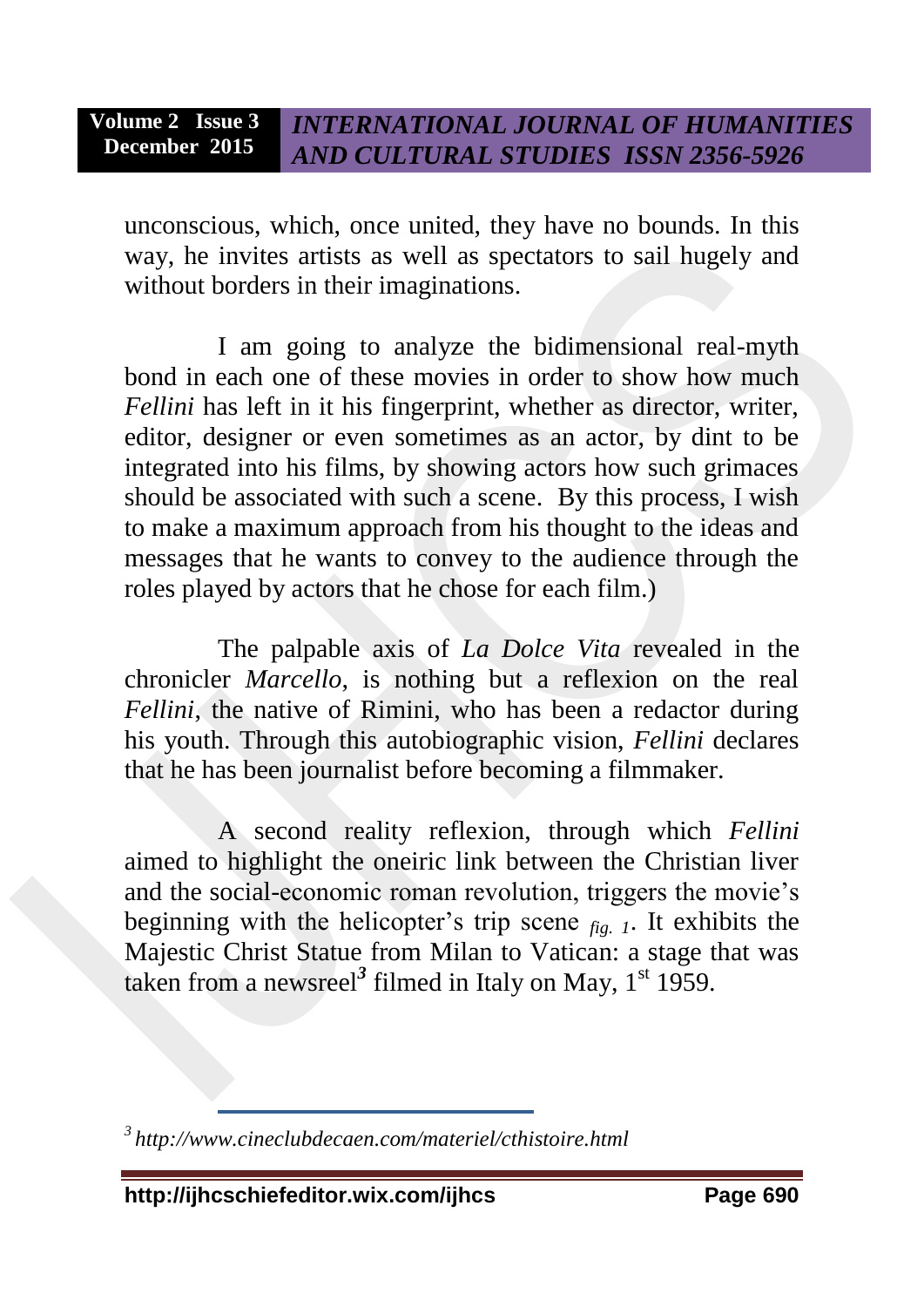unconscious, which, once united, they have no bounds. In this way, he invites artists as well as spectators to sail hugely and without borders in their imaginations.

I am going to analyze the bidimensional real-myth bond in each one of these movies in order to show how much *Fellini* has left in it his fingerprint, whether as director, writer, editor, designer or even sometimes as an actor, by dint to be integrated into his films, by showing actors how such grimaces should be associated with such a scene. By this process, I wish to make a maximum approach from his thought to the ideas and messages that he wants to convey to the audience through the roles played by actors that he chose for each film.)

The palpable axis of *La Dolce Vita* revealed in the chronicler *Marcello*, is nothing but a reflexion on the real *Fellini*, the native of Rimini, who has been a redactor during his youth. Through this autobiographic vision, *Fellini* declares that he has been journalist before becoming a filmmaker.

A second reality reflexion, through which *Fellini* aimed to highlight the oneiric link between the Christian liver and the social-economic roman revolution, triggers the movie's beginning with the helicopter's trip scene *fig. 1*. It exhibits the Majestic Christ Statue from Milan to Vatican: a stage that was taken from a newsreel[3] filmed in Italy on May, 1st 1959.

---

[3] *http://www.cineclubdecaen.com/materiel/cthistoire.html*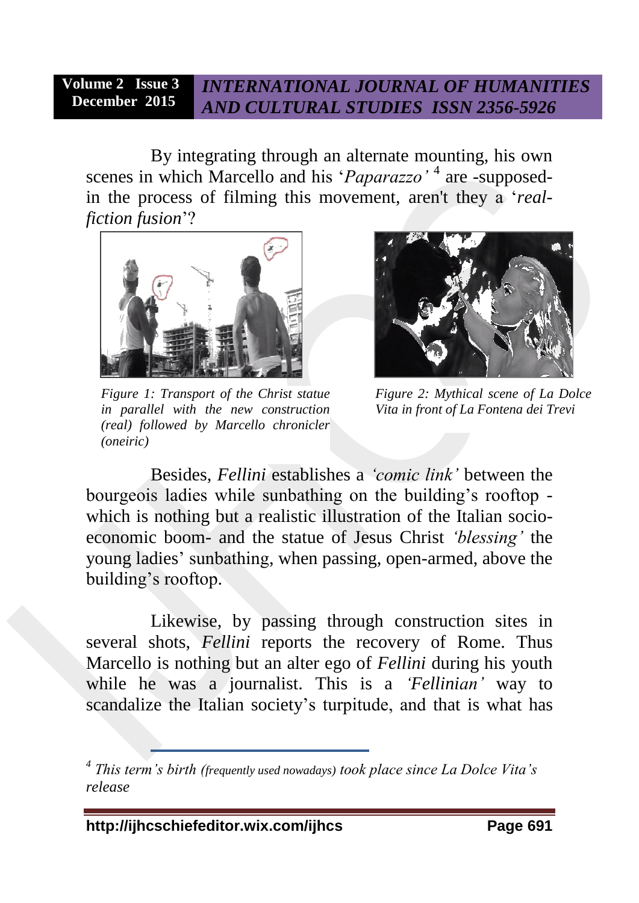By integrating through an alternate mounting, his own scenes in which Marcello and his '*Paparazzo'* [4] are -supposed- in the process of filming this movement, aren't they a '*real-fiction fusion*'?

*Figure 1: Transport of the Christ statue in parallel with the new construction (real) followed by Marcello chronicler (oneiric)*

*Figure 2: Mythical scene of La Dolce Vita in front of La Fontena dei Trevi*

Besides, *Fellini* establishes a *'comic link'* between the bourgeois ladies while sunbathing on the building's rooftop - which is nothing but a realistic illustration of the Italian socio-economic boom- and the statue of Jesus Christ *'blessing'* the young ladies' sunbathing, when passing, open-armed, above the building's rooftop.

Likewise, by passing through construction sites in several shots, *Fellini* reports the recovery of Rome. Thus Marcello is nothing but an alter ego of *Fellini* during his youth while he was a journalist. This is a *'Fellinian'* way to scandalize the Italian society's turpitude, and that is what has

---

[4] *This term's birth* (frequently used nowadays) *took place since La Dolce Vita's release*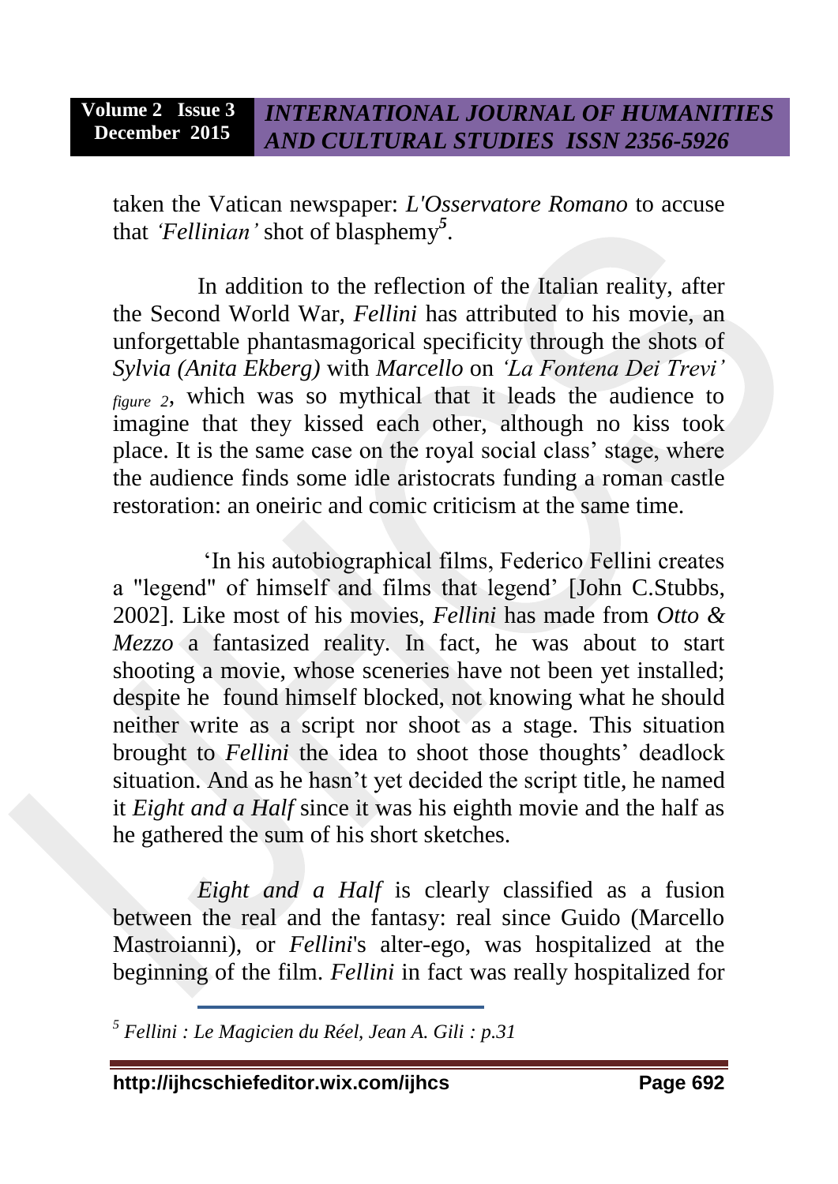taken the Vatican newspaper: *L'Osservatore Romano* to accuse that *'Fellinian'* shot of blasphemy[5].

In addition to the reflection of the Italian reality, after the Second World War, *Fellini* has attributed to his movie, an unforgettable phantasmagorical specificity through the shots of *Sylvia (Anita Ekberg)* with *Marcello* on *'La Fontena Dei Trevi'* *figure 2*, which was so mythical that it leads the audience to imagine that they kissed each other, although no kiss took place. It is the same case on the royal social class' stage, where the audience finds some idle aristocrats funding a roman castle restoration: an oneiric and comic criticism at the same time.

'In his autobiographical films, Federico Fellini creates a "legend" of himself and films that legend' [John C.Stubbs, 2002]. Like most of his movies, *Fellini* has made from *Otto & Mezzo* a fantasized reality. In fact, he was about to start shooting a movie, whose sceneries have not been yet installed; despite he found himself blocked, not knowing what he should neither write as a script nor shoot as a stage. This situation brought to *Fellini* the idea to shoot those thoughts' deadlock situation. And as he hasn't yet decided the script title, he named it *Eight and a Half* since it was his eighth movie and the half as he gathered the sum of his short sketches.

*Eight and a Half* is clearly classified as a fusion between the real and the fantasy: real since Guido (Marcello Mastroianni), or *Fellini*'s alter-ego, was hospitalized at the beginning of the film. *Fellini* in fact was really hospitalized for

---

[5] *Fellini : Le Magicien du Réel, Jean A. Gili : p.31*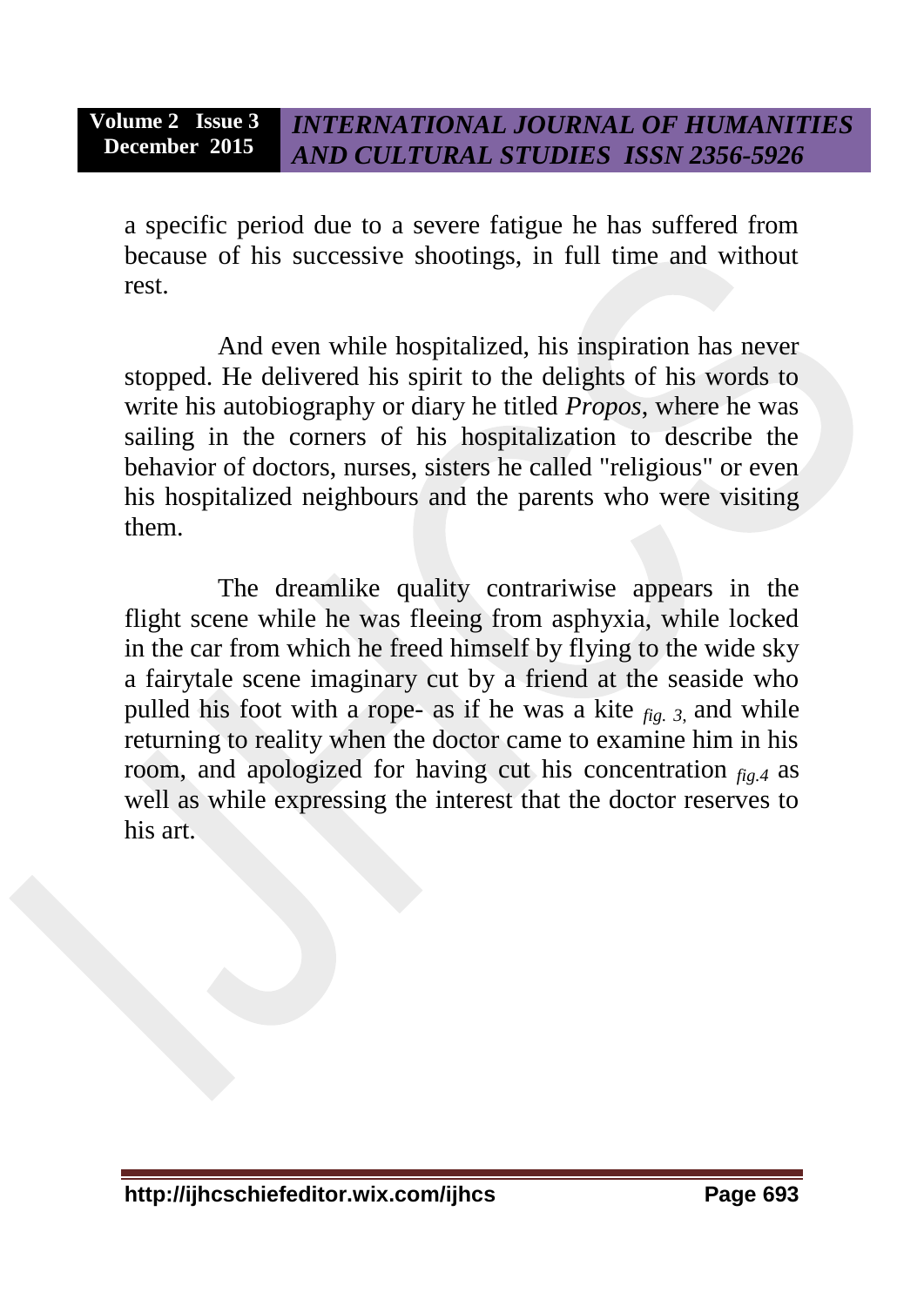a specific period due to a severe fatigue he has suffered from because of his successive shootings, in full time and without rest.

And even while hospitalized, his inspiration has never stopped. He delivered his spirit to the delights of his words to write his autobiography or diary he titled *Propos*, where he was sailing in the corners of his hospitalization to describe the behavior of doctors, nurses, sisters he called "religious" or even his hospitalized neighbours and the parents who were visiting them.

The dreamlike quality contrariwise appears in the flight scene while he was fleeing from asphyxia, while locked in the car from which he freed himself by flying to the wide sky a fairytale scene imaginary cut by a friend at the seaside who pulled his foot with a rope- as if he was a kite *fig. 3,* and while returning to reality when the doctor came to examine him in his room, and apologized for having cut his concentration *fig.4* as well as while expressing the interest that the doctor reserves to his art.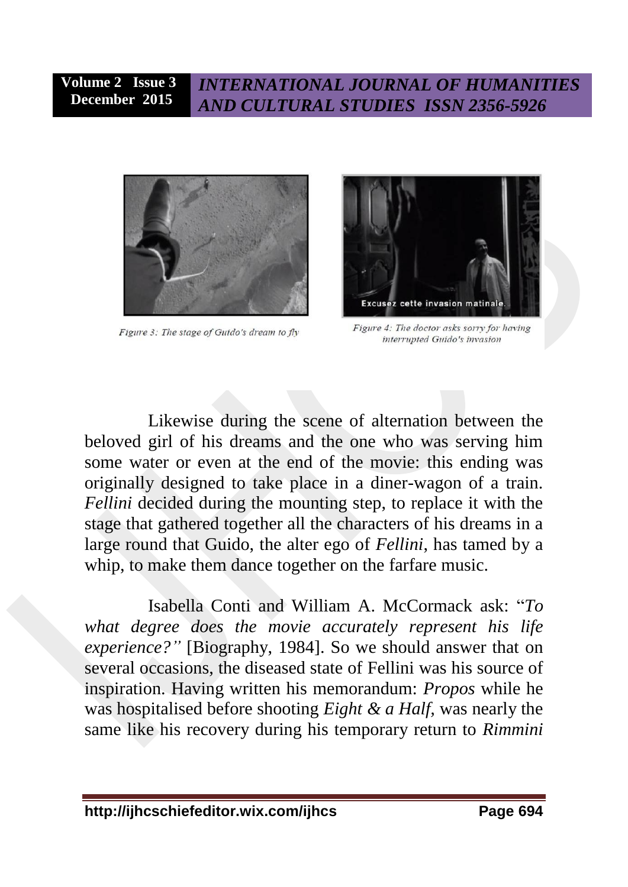Figure 3: The stage of Guido's dream to fly

Figure 4: The doctor asks sorry for having interrupted Guido's invasion

Likewise during the scene of alternation between the beloved girl of his dreams and the one who was serving him some water or even at the end of the movie: this ending was originally designed to take place in a diner-wagon of a train. *Fellini* decided during the mounting step, to replace it with the stage that gathered together all the characters of his dreams in a large round that Guido, the alter ego of *Fellini*, has tamed by a whip, to make them dance together on the farfare music.

Isabella Conti and William A. McCormack ask: "*To what degree does the movie accurately represent his life experience?"* [Biography, 1984]. So we should answer that on several occasions, the diseased state of Fellini was his source of inspiration. Having written his memorandum: *Propos* while he was hospitalised before shooting *Eight & a Half,* was nearly the same like his recovery during his temporary return to *Rimmini*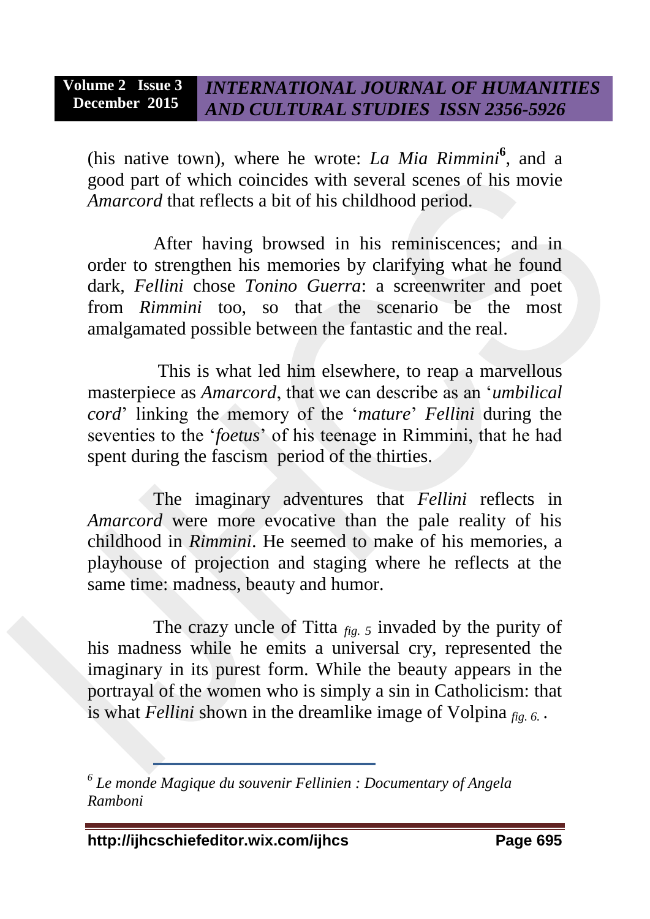(his native town), where he wrote: *La Mia Rimmini*[6], and a good part of which coincides with several scenes of his movie *Amarcord* that reflects a bit of his childhood period.

After having browsed in his reminiscences; and in order to strengthen his memories by clarifying what he found dark, *Fellini* chose *Tonino Guerra*: a screenwriter and poet from *Rimmini* too, so that the scenario be the most amalgamated possible between the fantastic and the real.

This is what led him elsewhere, to reap a marvellous masterpiece as *Amarcord*, that we can describe as an '*umbilical cord*' linking the memory of the '*mature*' *Fellini* during the seventies to the '*foetus*' of his teenage in Rimmini, that he had spent during the fascism period of the thirties.

The imaginary adventures that *Fellini* reflects in *Amarcord* were more evocative than the pale reality of his childhood in *Rimmini*. He seemed to make of his memories, a playhouse of projection and staging where he reflects at the same time: madness, beauty and humor.

The crazy uncle of Titta *fig. 5* invaded by the purity of his madness while he emits a universal cry, represented the imaginary in its purest form. While the beauty appears in the portrayal of the women who is simply a sin in Catholicism: that is what *Fellini* shown in the dreamlike image of Volpina *fig. 6.* .

---

[6] *Le monde Magique du souvenir Fellinien : Documentary of Angela Ramboni*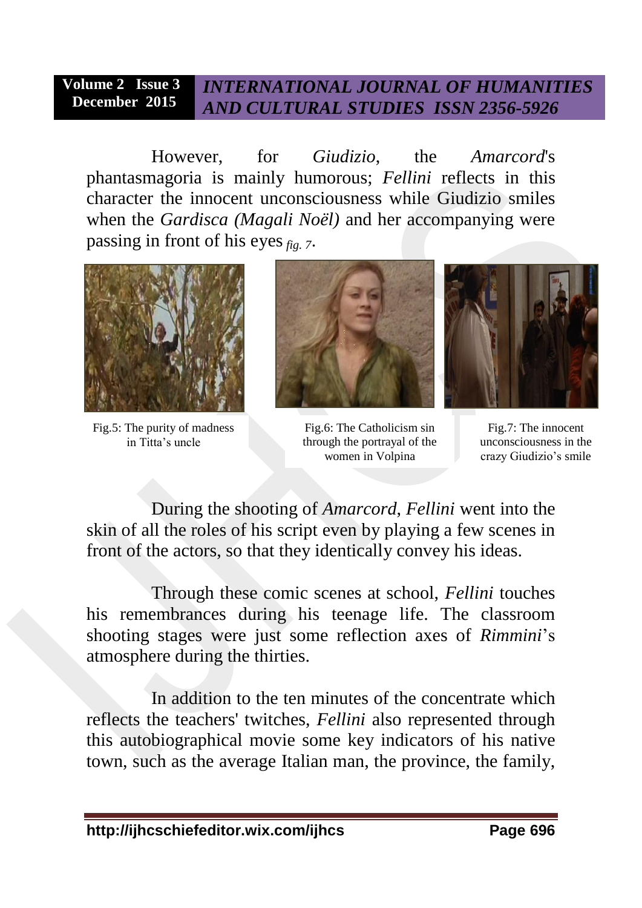However, for *Giudizio*, the *Amarcord*'s phantasmagoria is mainly humorous; *Fellini* reflects in this character the innocent unconsciousness while Giudizio smiles when the *Gardisca (Magali Noël)* and her accompanying were passing in front of his eyes *fig. 7*.

Fig.5: The purity of madness in Titta's uncle

Fig.6: The Catholicism sin through the portrayal of the women in Volpina

Fig.7: The innocent unconsciousness in the crazy Giudizio's smile

During the shooting of *Amarcord*, *Fellini* went into the skin of all the roles of his script even by playing a few scenes in front of the actors, so that they identically convey his ideas.

Through these comic scenes at school, *Fellini* touches his remembrances during his teenage life. The classroom shooting stages were just some reflection axes of *Rimmini*'s atmosphere during the thirties.

In addition to the ten minutes of the concentrate which reflects the teachers' twitches, *Fellini* also represented through this autobiographical movie some key indicators of his native town, such as the average Italian man, the province, the family,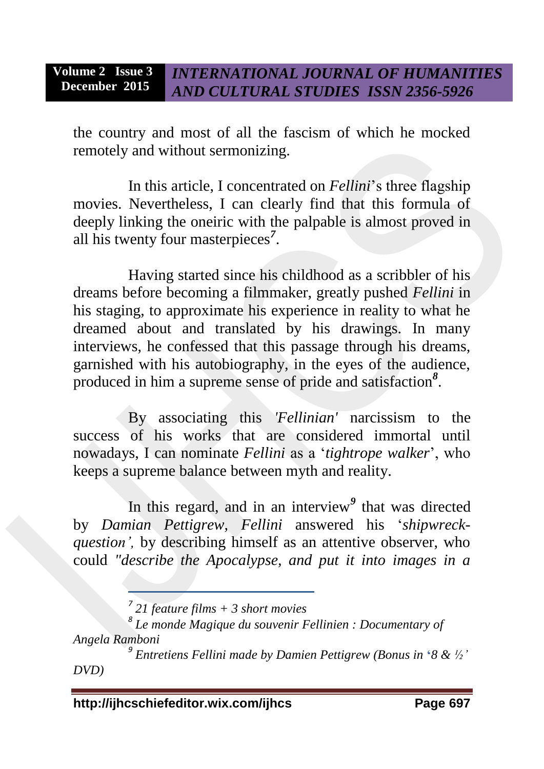the country and most of all the fascism of which he mocked remotely and without sermonizing.

In this article, I concentrated on *Fellini*'s three flagship movies. Nevertheless, I can clearly find that this formula of deeply linking the oneiric with the palpable is almost proved in all his twenty four masterpieces[7].

Having started since his childhood as a scribbler of his dreams before becoming a filmmaker, greatly pushed *Fellini* in his staging, to approximate his experience in reality to what he dreamed about and translated by his drawings. In many interviews, he confessed that this passage through his dreams, garnished with his autobiography, in the eyes of the audience, produced in him a supreme sense of pride and satisfaction[8].

By associating this *'Fellinian'* narcissism to the success of his works that are considered immortal until nowadays, I can nominate *Fellini* as a '*tightrope walker*', who keeps a supreme balance between myth and reality.

In this regard, and in an interview[9] that was directed by *Damian Pettigrew*, *Fellini* answered his '*shipwreck-question'*, by describing himself as an attentive observer, who could *"describe the Apocalypse, and put it into images in a*

---

[7] *21 feature films + 3 short movies*

[8] *Le monde Magique du souvenir Fellinien : Documentary of Angela Ramboni*

[9] *Entretiens Fellini made by Damien Pettigrew (Bonus in '8 & ½' DVD)*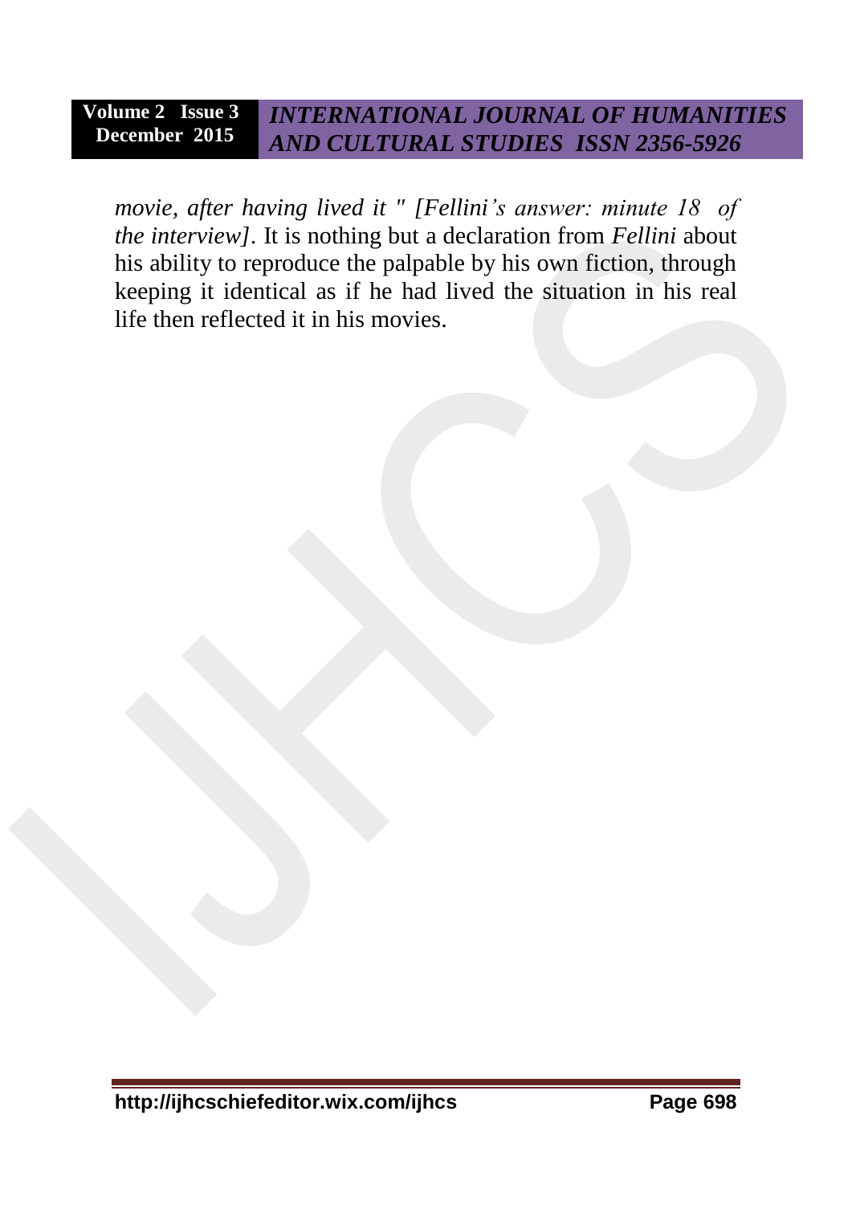*movie, after having lived it " [Fellini's answer: minute 18 of the interview]*. It is nothing but a declaration from *Fellini* about his ability to reproduce the palpable by his own fiction, through keeping it identical as if he had lived the situation in his real life then reflected it in his movies.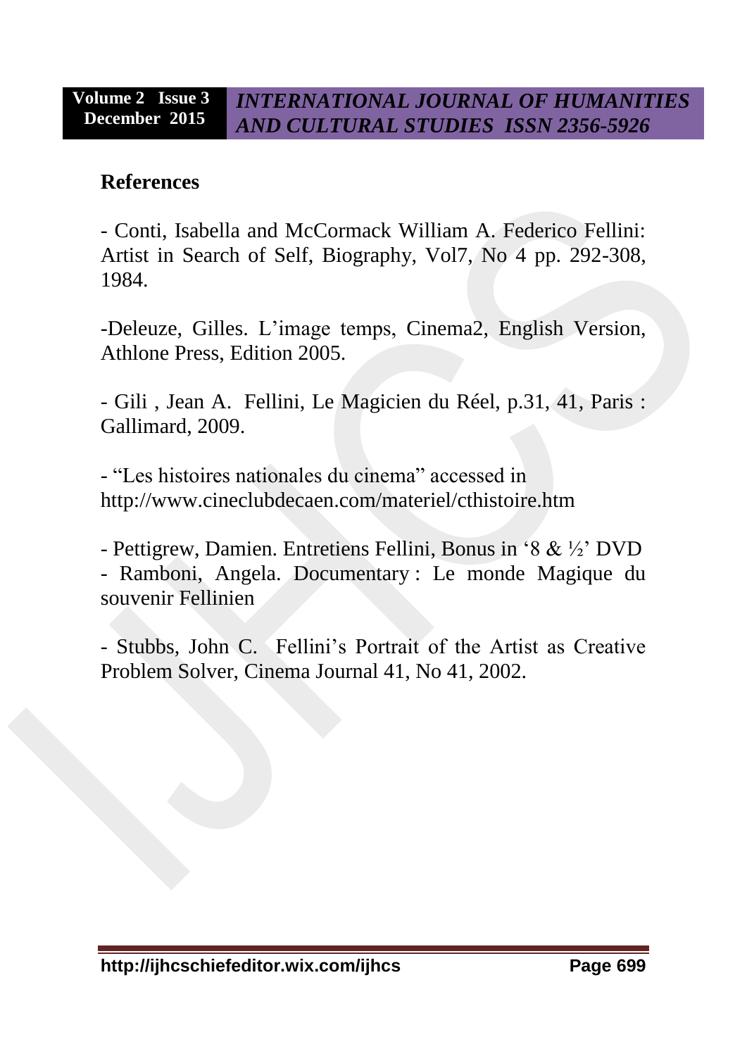## References

- Conti, Isabella and McCormack William A. Federico Fellini: Artist in Search of Self, Biography, Vol7, No 4 pp. 292-308, 1984.

-Deleuze, Gilles. L'image temps, Cinema2, English Version, Athlone Press, Edition 2005.

- Gili , Jean A. Fellini, Le Magicien du Réel, p.31, 41, Paris : Gallimard, 2009.

- "Les histoires nationales du cinema" accessed in http://www.cineclubdecaen.com/materiel/cthistoire.htm

- Pettigrew, Damien. Entretiens Fellini, Bonus in '8 & ½' DVD
- Ramboni, Angela. Documentary : Le monde Magique du souvenir Fellinien

- Stubbs, John C. Fellini's Portrait of the Artist as Creative Problem Solver, Cinema Journal 41, No 41, 2002.